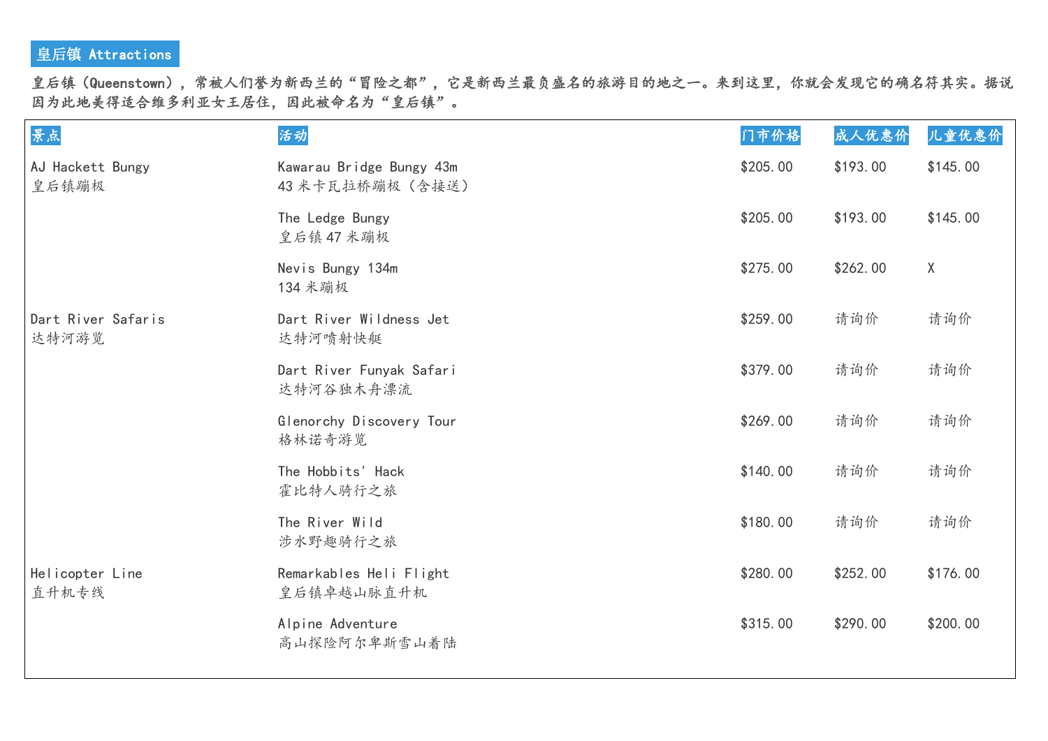## 皇后镇 Attractions

**皇后镇（Queenstown），常被人们誉为新西兰的“冒险之都”，它是新西兰最负盛名的旅游目的地之一。来到这里，你就会发现它的确名符其实。据说因为此地美得适合维多利亚女王居住，因此被命名为“皇后镇”。**

| 景点 | 活动 | 门市价格 | 成人优惠价 | 儿童优惠价 |
|---|---|---|---|---|
| AJ Hackett Bungy<br>皇后镇蹦极 | Kawarau Bridge Bungy 43m<br>43 米卡瓦拉桥蹦极（含接送） | $205.00 | $193.00 | $145.00 |
| | The Ledge Bungy<br>皇后镇 47 米蹦极 | $205.00 | $193.00 | $145.00 |
| | Nevis Bungy 134m<br>134 米蹦极 | $275.00 | $262.00 | X |
| Dart River Safaris<br>达特河游览 | Dart River Wildness Jet<br>达特河喷射快艇 | $259.00 | 请询价 | 请询价 |
| | Dart River Funyak Safari<br>达特河谷独木舟漂流 | $379.00 | 请询价 | 请询价 |
| | Glenorchy Discovery Tour<br>格林诺奇游览 | $269.00 | 请询价 | 请询价 |
| | The Hobbits' Hack<br>霍比特人骑行之旅 | $140.00 | 请询价 | 请询价 |
| | The River Wild<br>涉水野趣骑行之旅 | $180.00 | 请询价 | 请询价 |
| Helicopter Line<br>直升机专线 | Remarkables Heli Flight<br>皇后镇卓越山脉直升机 | $280.00 | $252.00 | $176.00 |
| | Alpine Adventure<br>高山探险阿尔卑斯雪山着陆 | $315.00 | $290.00 | $200.00 |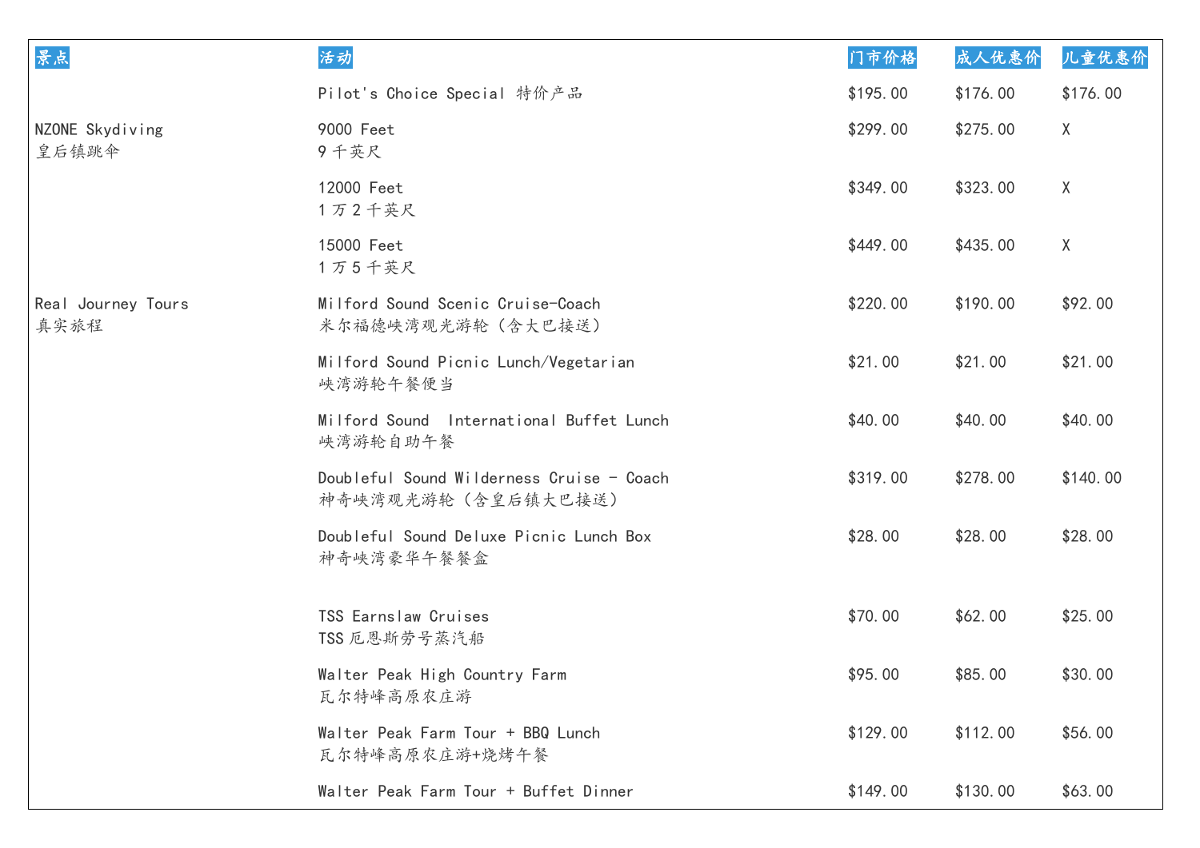| 景点 | 活动 | 门市价格 | 成人优惠价 | 儿童优惠价 |
|---|---|---|---|---|
| | Pilot's Choice Special 特价产品 | $195.00 | $176.00 | $176.00 |
| NZONE Skydiving<br>皇后镇跳伞 | 9000 Feet<br>9 千英尺 | $299.00 | $275.00 | X |
| | 12000 Feet<br>1 万 2 千英尺 | $349.00 | $323.00 | X |
| | 15000 Feet<br>1 万 5 千英尺 | $449.00 | $435.00 | X |
| Real Journey Tours<br>真实旅程 | Milford Sound Scenic Cruise-Coach<br>米尔福德峡湾观光游轮（含大巴接送） | $220.00 | $190.00 | $92.00 |
| | Milford Sound Picnic Lunch/Vegetarian<br>峡湾游轮午餐便当 | $21.00 | $21.00 | $21.00 |
| | Milford Sound International Buffet Lunch<br>峡湾游轮自助午餐 | $40.00 | $40.00 | $40.00 |
| | Doubleful Sound Wilderness Cruise - Coach<br>神奇峡湾观光游轮（含皇后镇大巴接送） | $319.00 | $278.00 | $140.00 |
| | Doubleful Sound Deluxe Picnic Lunch Box<br>神奇峡湾豪华午餐餐盒 | $28.00 | $28.00 | $28.00 |
| | TSS Earnslaw Cruises<br>TSS 厄恩斯劳号蒸汽船 | $70.00 | $62.00 | $25.00 |
| | Walter Peak High Country Farm<br>瓦尔特峰高原农庄游 | $95.00 | $85.00 | $30.00 |
| | Walter Peak Farm Tour + BBQ Lunch<br>瓦尔特峰高原农庄游+烧烤午餐 | $129.00 | $112.00 | $56.00 |
| | Walter Peak Farm Tour + Buffet Dinner | $149.00 | $130.00 | $63.00 |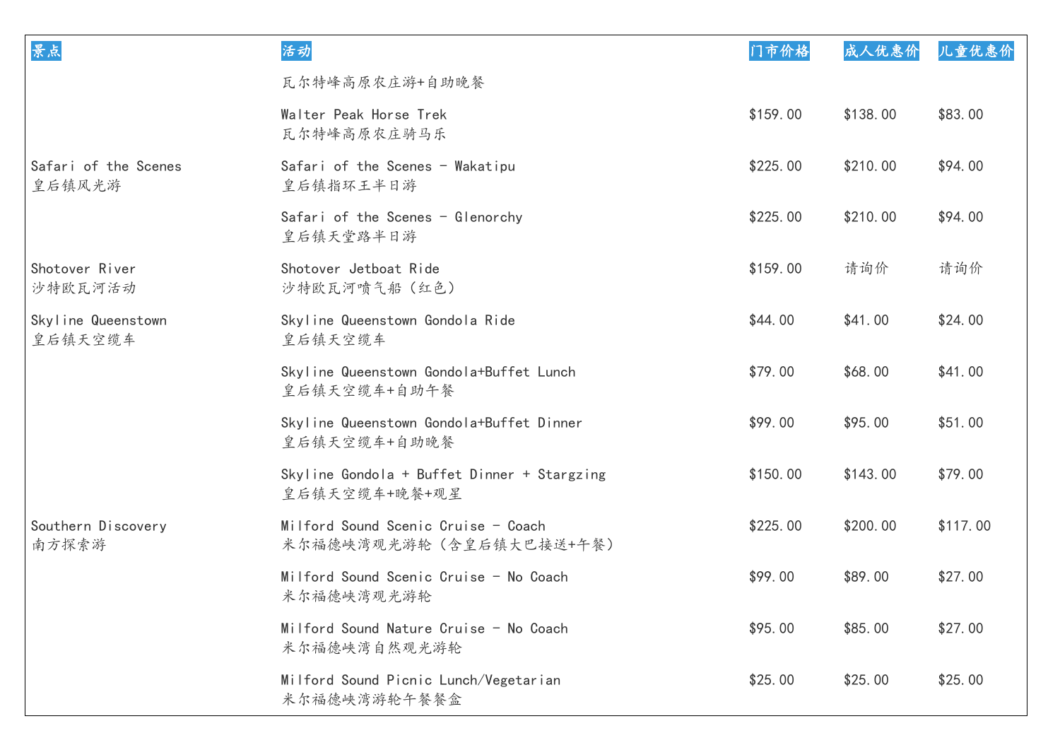| 景点 | 活动 | 门市价格 | 成人优惠价 | 儿童优惠价 |
| --- | --- | --- | --- | --- |
| | 瓦尔特峰高原农庄游+自助晚餐 | | | |
| | Walter Peak Horse Trek<br>瓦尔特峰高原农庄骑马乐 | $159.00 | $138.00 | $83.00 |
| Safari of the Scenes<br>皇后镇风光游 | Safari of the Scenes - Wakatipu<br>皇后镇指环王半日游 | $225.00 | $210.00 | $94.00 |
| | Safari of the Scenes - Glenorchy<br>皇后镇天堂路半日游 | $225.00 | $210.00 | $94.00 |
| Shotover River<br>沙特欧瓦河活动 | Shotover Jetboat Ride<br>沙特欧瓦河喷气船（红色） | $159.00 | 请询价 | 请询价 |
| Skyline Queenstown<br>皇后镇天空缆车 | Skyline Queenstown Gondola Ride<br>皇后镇天空缆车 | $44.00 | $41.00 | $24.00 |
| | Skyline Queenstown Gondola+Buffet Lunch<br>皇后镇天空缆车+自助午餐 | $79.00 | $68.00 | $41.00 |
| | Skyline Queenstown Gondola+Buffet Dinner<br>皇后镇天空缆车+自助晚餐 | $99.00 | $95.00 | $51.00 |
| | Skyline Gondola + Buffet Dinner + Stargzing<br>皇后镇天空缆车+晚餐+观星 | $150.00 | $143.00 | $79.00 |
| Southern Discovery<br>南方探索游 | Milford Sound Scenic Cruise - Coach<br>米尔福德峡湾观光游轮（含皇后镇大巴接送+午餐） | $225.00 | $200.00 | $117.00 |
| | Milford Sound Scenic Cruise - No Coach<br>米尔福德峡湾观光游轮 | $99.00 | $89.00 | $27.00 |
| | Milford Sound Nature Cruise - No Coach<br>米尔福德峡湾自然观光游轮 | $95.00 | $85.00 | $27.00 |
| | Milford Sound Picnic Lunch/Vegetarian<br>米尔福德峡湾游轮午餐餐盒 | $25.00 | $25.00 | $25.00 |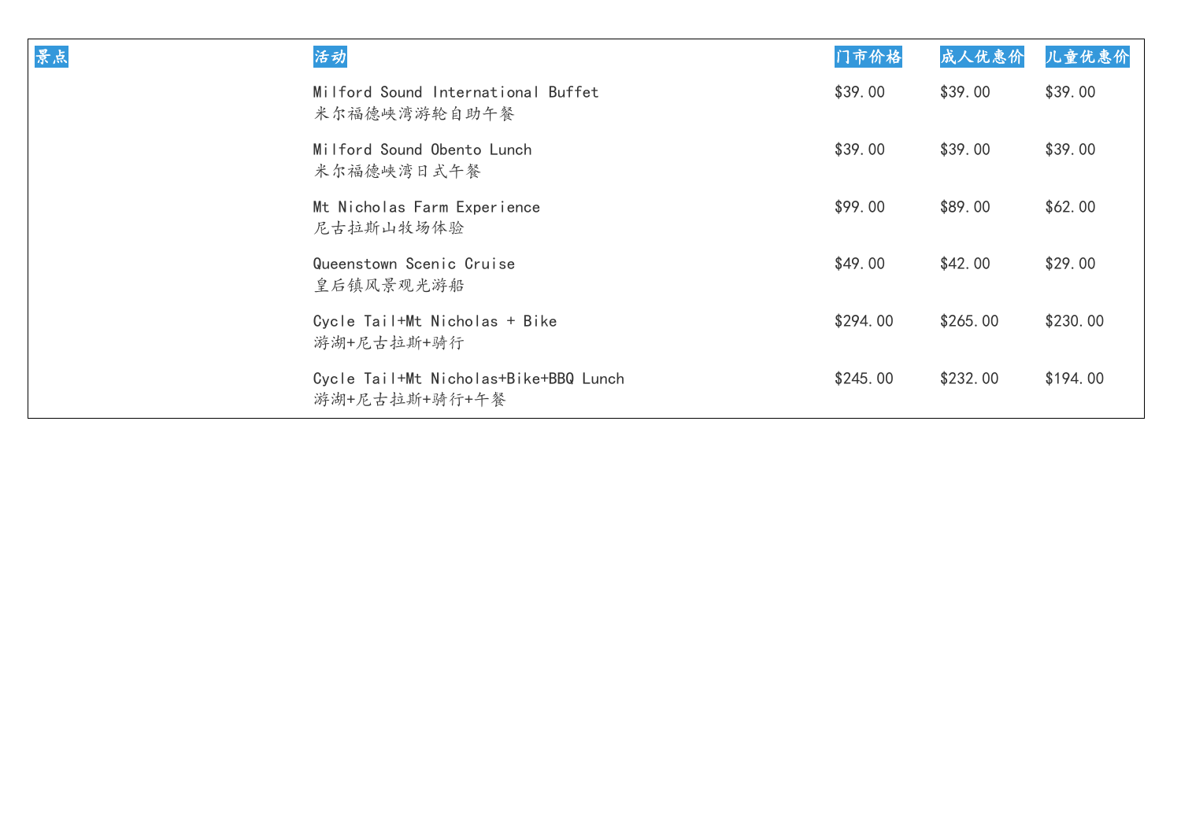| 景点 | 活动 | 门市价格 | 成人优惠价 | 儿童优惠价 |
|---|---|---|---|---|
| | Milford Sound International Buffet<br>米尔福德峡湾游轮自助午餐 | $39.00 | $39.00 | $39.00 |
| | Milford Sound Obento Lunch<br>米尔福德峡湾日式午餐 | $39.00 | $39.00 | $39.00 |
| | Mt Nicholas Farm Experience<br>尼古拉斯山牧场体验 | $99.00 | $89.00 | $62.00 |
| | Queenstown Scenic Cruise<br>皇后镇风景观光游船 | $49.00 | $42.00 | $29.00 |
| | Cycle Tail+Mt Nicholas + Bike<br>游湖+尼古拉斯+骑行 | $294.00 | $265.00 | $230.00 |
| | Cycle Tail+Mt Nicholas+Bike+BBQ Lunch<br>游湖+尼古拉斯+骑行+午餐 | $245.00 | $232.00 | $194.00 |